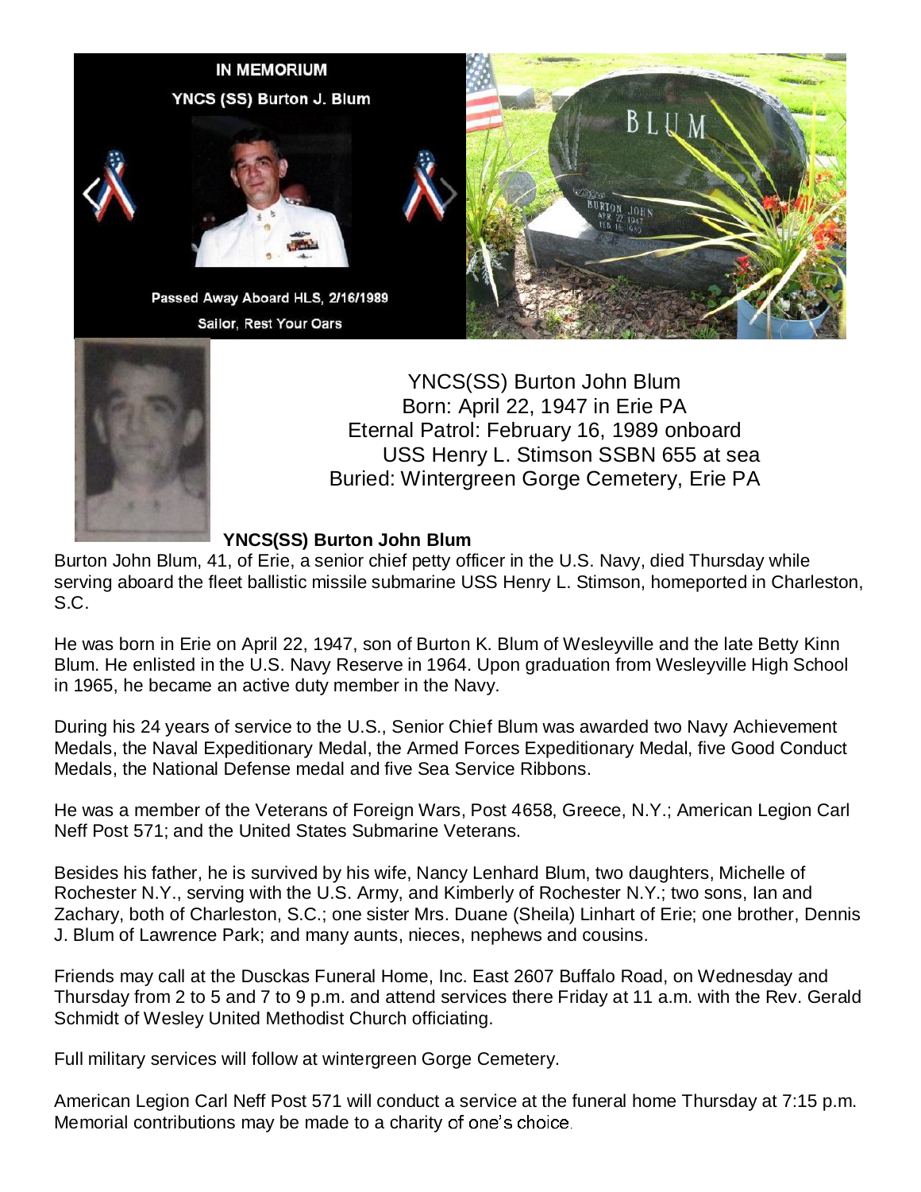IN MEMORIUM

YNCS (SS) Burton J. Blum

Passed Away Aboard HLS, 2/16/1989

Sailor, Rest Your Oars

BLUM

BURTON JOHN
APR 22 1947
FEB 16 1989

YNCS(SS) Burton John Blum
Born: April 22, 1947 in Erie PA
Eternal Patrol: February 16, 1989 onboard
USS Henry L. Stimson SSBN 655 at sea
Buried: Wintergreen Gorge Cemetery, Erie PA

**YNCS(SS) Burton John Blum**

Burton John Blum, 41, of Erie, a senior chief petty officer in the U.S. Navy, died Thursday while serving aboard the fleet ballistic missile submarine USS Henry L. Stimson, homeported in Charleston, S.C.

He was born in Erie on April 22, 1947, son of Burton K. Blum of Wesleyville and the late Betty Kinn Blum. He enlisted in the U.S. Navy Reserve in 1964. Upon graduation from Wesleyville High School in 1965, he became an active duty member in the Navy.

During his 24 years of service to the U.S., Senior Chief Blum was awarded two Navy Achievement Medals, the Naval Expeditionary Medal, the Armed Forces Expeditionary Medal, five Good Conduct Medals, the National Defense medal and five Sea Service Ribbons.

He was a member of the Veterans of Foreign Wars, Post 4658, Greece, N.Y.; American Legion Carl Neff Post 571; and the United States Submarine Veterans.

Besides his father, he is survived by his wife, Nancy Lenhard Blum, two daughters, Michelle of Rochester N.Y., serving with the U.S. Army, and Kimberly of Rochester N.Y.; two sons, Ian and Zachary, both of Charleston, S.C.; one sister Mrs. Duane (Sheila) Linhart of Erie; one brother, Dennis J. Blum of Lawrence Park; and many aunts, nieces, nephews and cousins.

Friends may call at the Dusckas Funeral Home, Inc. East 2607 Buffalo Road, on Wednesday and Thursday from 2 to 5 and 7 to 9 p.m. and attend services there Friday at 11 a.m. with the Rev. Gerald Schmidt of Wesley United Methodist Church officiating.

Full military services will follow at wintergreen Gorge Cemetery.

American Legion Carl Neff Post 571 will conduct a service at the funeral home Thursday at 7:15 p.m. Memorial contributions may be made to a charity of one's choice.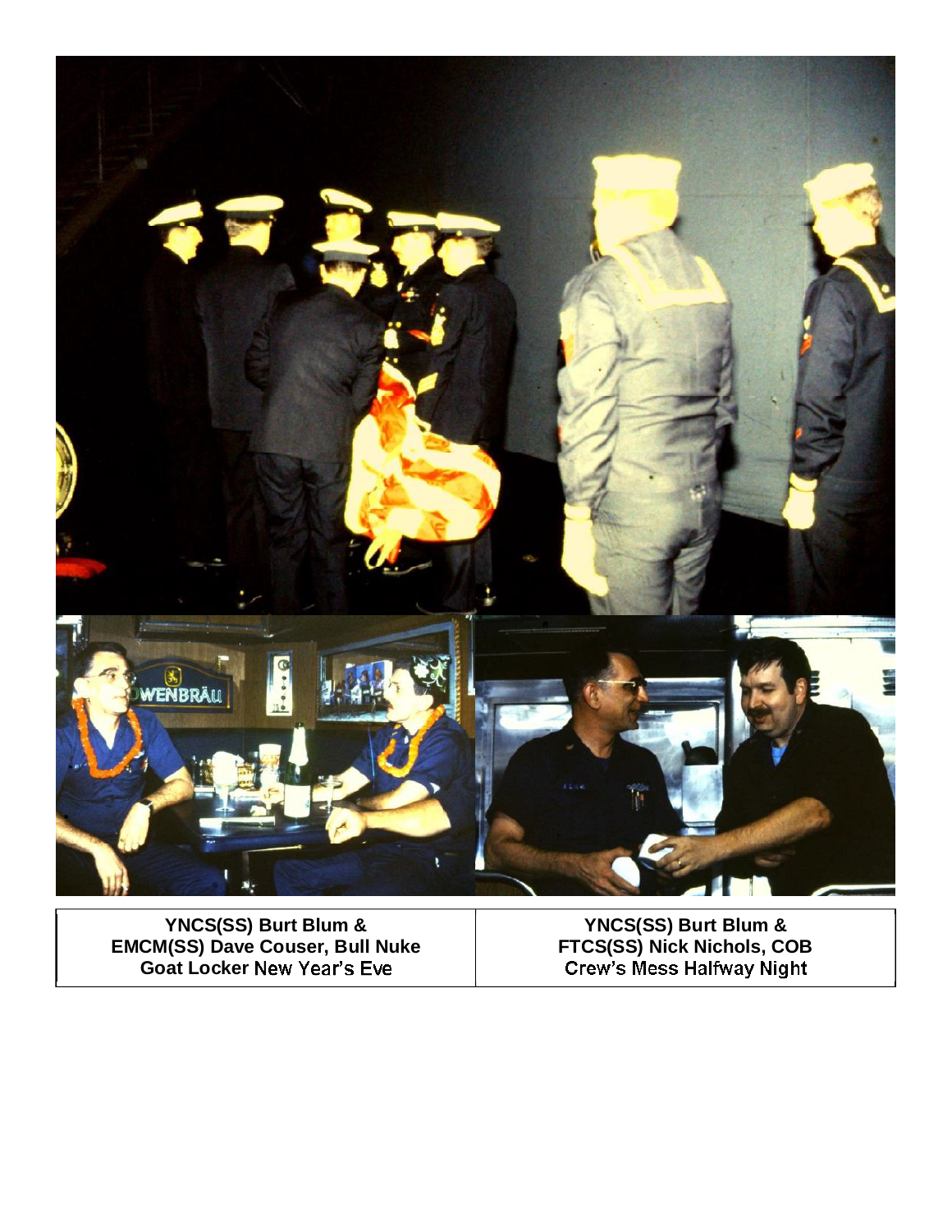| YNCS(SS) Burt Blum & EMCM(SS) Dave Couser, Bull Nuke Goat Locker New Year's Eve | YNCS(SS) Burt Blum & FTCS(SS) Nick Nichols, COB Crew's Mess Halfway Night |
| --- | --- |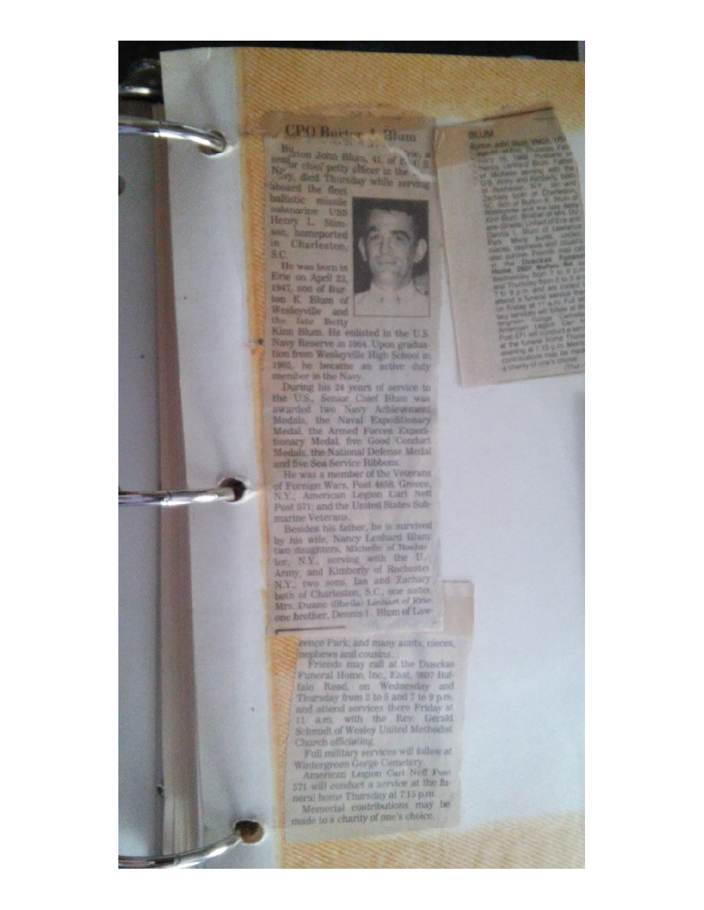# CPO Burton J. Blum

Burton John Blum, 41, of Greece, a senior chief petty officer in the U.S. Navy, died Thursday while serving aboard the fleet ballistic missile submarine USS Henry L. Stimson, homeported in Charleston, S.C.

He was born in Erie on April 22, 1947, son of Burton K. Blum of Wesleyville and the late Betty Kinn Blum. He enlisted in the U.S. Navy Reserve in 1964. Upon graduation from Wesleyville High School in 1965, he became an active duty member in the Navy.

During his 24 years of service to the U.S., Senior Chief Blum was awarded two Navy Achievement Medals, the Naval Expeditionary Medal, the Armed Forces Expeditionary Medal, five Good Conduct Medals, the National Defense Medal and five Sea Service Ribbons.

He was a member of the Veterans of Foreign Wars, Post 4658, Greece, N.Y., American Legion Carl Neff Post 571; and the United States Submarine Veterans.

Besides his father, he is survived by his wife, Nancy Lenhard Blum; two daughters, Michelle of Rochester, N.Y., serving with the U.S. Army, and Kimberly of Rochester, N.Y.; two sons, Ian and Zachary, both of Charleston, S.C.; one sister, Mrs. Duane (Sheila) Linhart of Erie; one brother, Dennis I. Blum of Lawrence Park; and many aunts, nieces, nephews and cousins.

Friends may call at the Dusckas Funeral Home, Inc., East, 2607 Buffalo Road, on Wednesday and Thursday from 2 to 5 and 7 to 9 p.m. and attend services there Friday at 11 a.m. with the Rev. Gerald Schmidt of Wesley United Methodist Church officiating.

Full military services will follow at Wintergreen Gorge Cemetery.

American Legion Carl Neff Post 571 will conduct a service at the funeral home Thursday at 7:15 p.m.

Memorial contributions may be made to a charity of one's choice.

---

BLUM

Burton John Blum, 1947-... Thursday ... Husband of Nancy ... Father of Michelle serving with the U.S. Army and Kimberly, both of Rochester, N.Y., Ian and Zachary, both of Charleston, SC. Son of Burton K. Blum of Wesleyville and the late Betty Kinn Blum. Brother of Mrs. Duane (Sheila) Linhart of Erie and Dennis I. Blum of Lawrence Park. Many aunts, uncles, nieces, nephews and cousins also survive. Friends may call at the Dusckas Funeral Home, 2607 Buffalo Rd. on Wednesday from 7 to 9 p.m. and Thursday from 2 to 5 and 7 to 9 p.m. and are invited to attend a funeral service there on Friday at 11 a.m. Full military services will follow at Wintergreen Gorge Cemetery. American Legion Carl Neff Post 571 will conduct a service at the funeral home Thursday evening at 7:15 p.m. Memorial contributions may be made to a charity of one's choice.